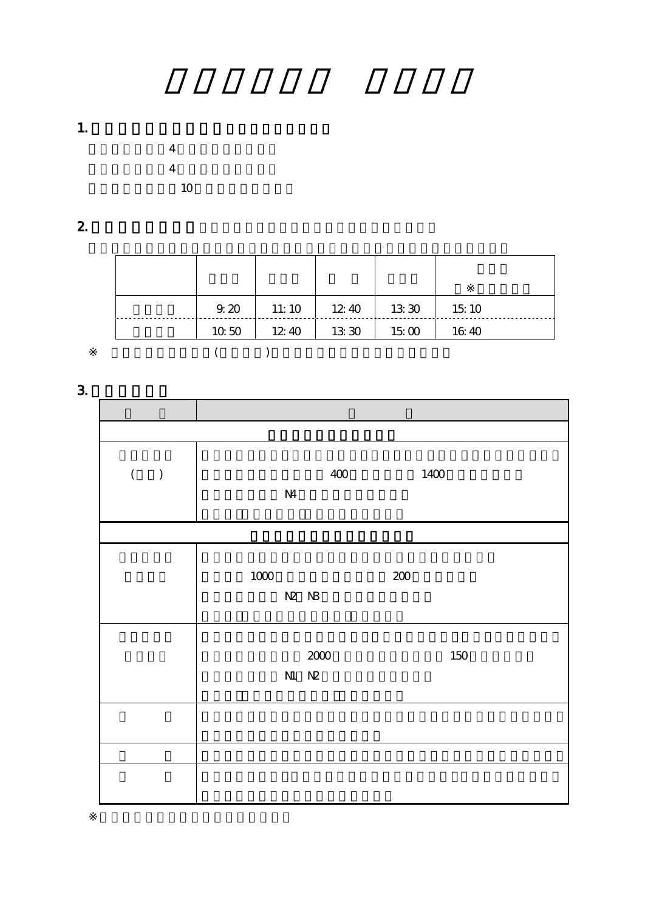1.

4

4

10

2.

| | | | | | ※ |
|---|---|---|---|---|---|
| | 9:20 | 11:10 | 12:40 | 13:30 | 15:10 |
| | 10:50 | 12:40 | 13:30 | 15:00 | 16:40 |

※ ( )

3.

| | |
|---|---|
| | |
| ( ) | 400 1400<br>N4 |
| | |
| | 1000 200<br>N2 N3 |
| | 2000 150<br>N1 N2 |
| | |
| | |
| | |

※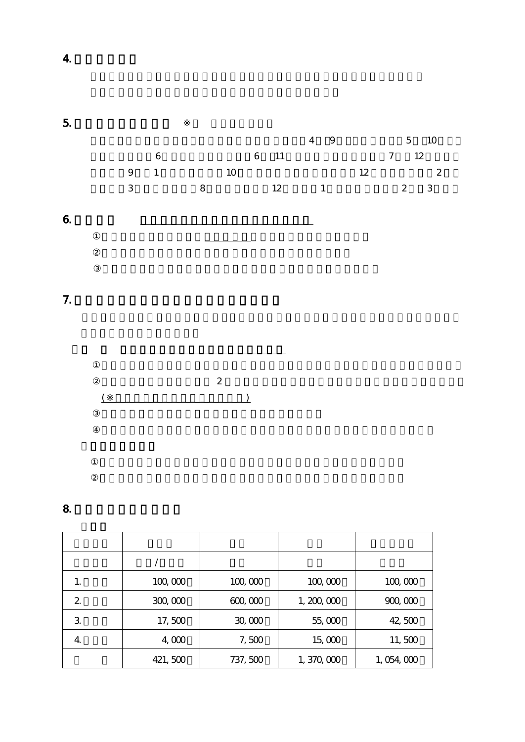**4.**

**5.** ※

4 9 5 10

6 6 11 7 12

9 1 10 12 2

3 8 12 1 2 3

**6.**

①

②

③

**7.**

①

② 2

(※ )

③

④

①

②

**8.**

| | | | | |
|---|---|---|---|---|
| | / | | | |
| 1. | 100, 000 | 100, 000 | 100, 000 | 100, 000 |
| 2. | 300, 000 | 600, 000 | 1, 200, 000 | 900, 000 |
| 3. | 17, 500 | 30, 000 | 55, 000 | 42, 500 |
| 4. | 4, 000 | 7, 500 | 15, 000 | 11, 500 |
| | 421, 500 | 737, 500 | 1, 370, 000 | 1, 054, 000 |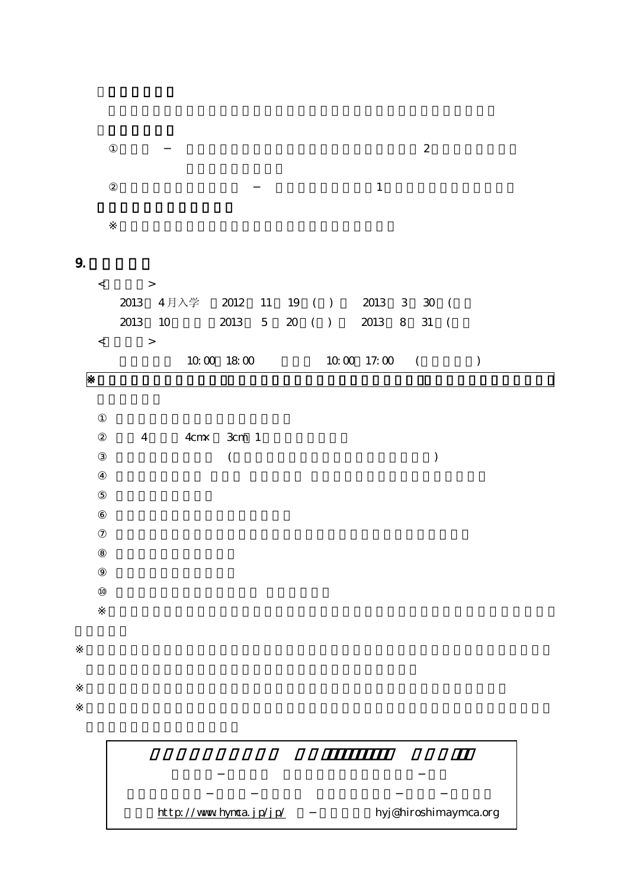① −　2

② −　1

※

## 9.

<　>

2013 4月入学 2012 11 19 ( ) 2013 3 30 (

2013 10 2013 5 20 ( ) 2013 8 31 (

<　>

10:00 18:00 10:00 17:00 ( )

※

①

② 4 4cm× 3cm 1

③ ( )

④

⑤

⑥

⑦

⑧

⑨

⑩

※

※

※

※

−　−

−　−　−　−

http://www.hymca.jp/jp/ − hyj@hiroshimaymca.org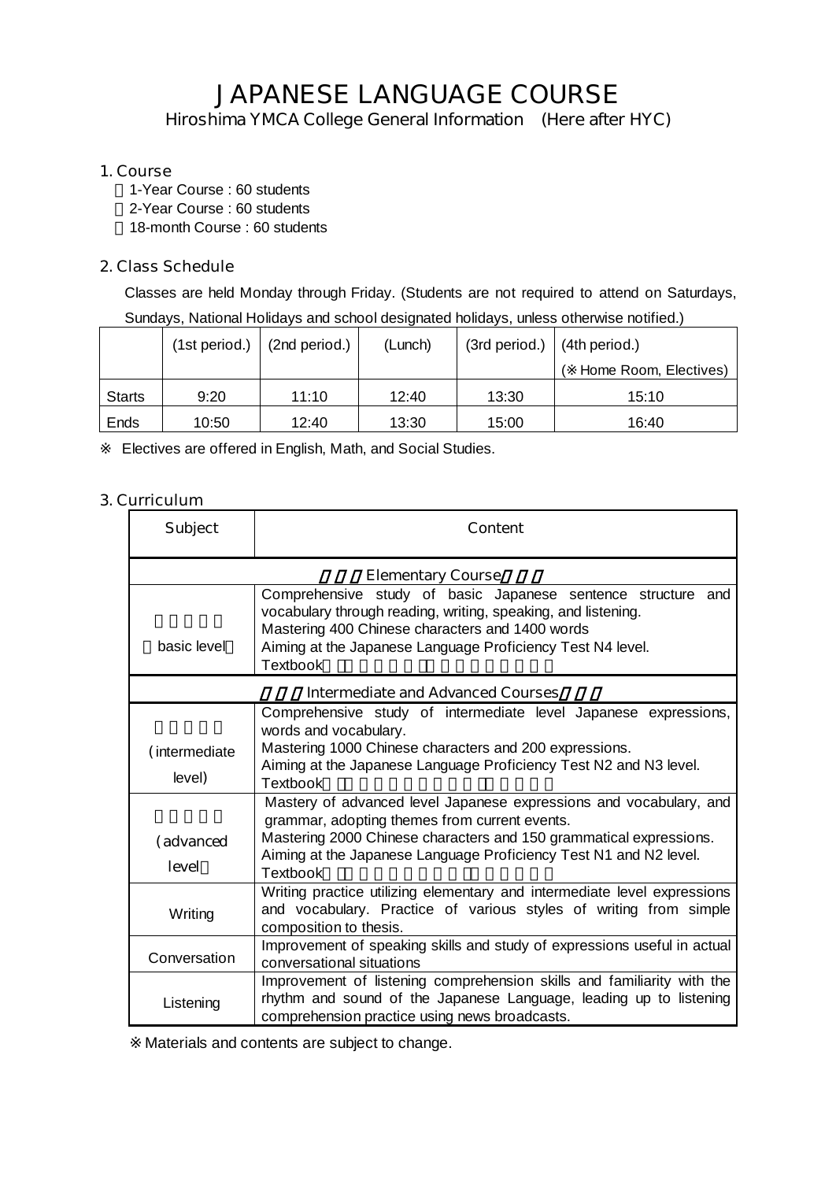# JAPANESE LANGUAGE COURSE

Hiroshima YMCA College General Information (Here after HYC)

## 1. Course

- 1-Year Course : 60 students
- 2-Year Course : 60 students
- 18-month Course : 60 students

## 2. Class Schedule

Classes are held Monday through Friday. (Students are not required to attend on Saturdays, Sundays, National Holidays and school designated holidays, unless otherwise notified.)

| | (1st period.) | (2nd period.) | (Lunch) | (3rd period.) | (4th period.) (※Home Room, Electives) |
|---|---|---|---|---|---|
| Starts | 9:20 | 11:10 | 12:40 | 13:30 | 15:10 |
| Ends | 10:50 | 12:40 | 13:30 | 15:00 | 16:40 |

※ Electives are offered in English, Math, and Social Studies.

## 3. Curriculum

| Subject | Content |
|---|---|
| Elementary Course | |
| (basic level) | Comprehensive study of basic Japanese sentence structure and vocabulary through reading, writing, speaking, and listening.<br>Mastering 400 Chinese characters and 1400 words<br>Aiming at the Japanese Language Proficiency Test N4 level.<br>Textbook |
| Intermediate and Advanced Courses | |
| (intermediate level) | Comprehensive study of intermediate level Japanese expressions, words and vocabulary.<br>Mastering 1000 Chinese characters and 200 expressions.<br>Aiming at the Japanese Language Proficiency Test N2 and N3 level.<br>Textbook |
| (advanced level) | Mastery of advanced level Japanese expressions and vocabulary, and grammar, adopting themes from current events.<br>Mastering 2000 Chinese characters and 150 grammatical expressions.<br>Aiming at the Japanese Language Proficiency Test N1 and N2 level.<br>Textbook |
| Writing | Writing practice utilizing elementary and intermediate level expressions and vocabulary. Practice of various styles of writing from simple composition to thesis. |
| Conversation | Improvement of speaking skills and study of expressions useful in actual conversational situations |
| Listening | Improvement of listening comprehension skills and familiarity with the rhythm and sound of the Japanese Language, leading up to listening comprehension practice using news broadcasts. |

※Materials and contents are subject to change.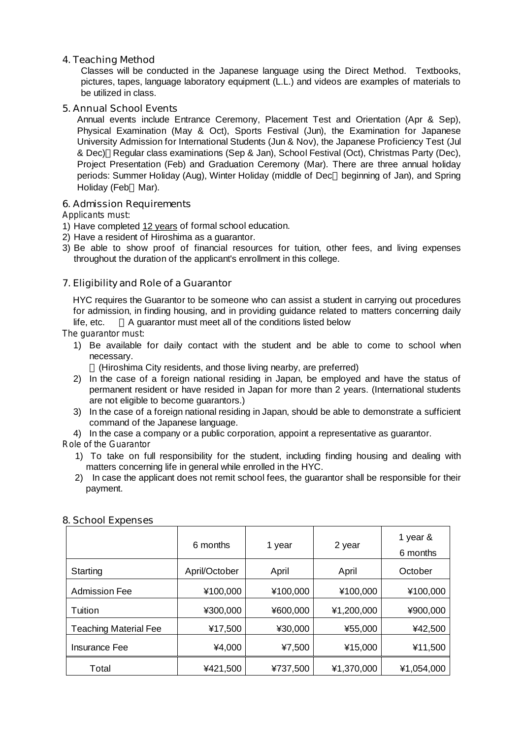## 4. Teaching Method

Classes will be conducted in the Japanese language using the Direct Method. Textbooks, pictures, tapes, language laboratory equipment (L.L.) and videos are examples of materials to be utilized in class.

## 5. Annual School Events

Annual events include Entrance Ceremony, Placement Test and Orientation (Apr & Sep), Physical Examination (May & Oct), Sports Festival (Jun), the Examination for Japanese University Admission for International Students (Jun & Nov), the Japanese Proficiency Test (Jul & Dec) Regular class examinations (Sep & Jan), School Festival (Oct), Christmas Party (Dec), Project Presentation (Feb) and Graduation Ceremony (Mar). There are three annual holiday periods: Summer Holiday (Aug), Winter Holiday (middle of Dec beginning of Jan), and Spring Holiday (Feb Mar).

## 6. Admission Requirements

Applicants must:

1) Have completed 12 years of formal school education.
2) Have a resident of Hiroshima as a guarantor.
3) Be able to show proof of financial resources for tuition, other fees, and living expenses throughout the duration of the applicant's enrollment in this college.

## 7. Eligibility and Role of a Guarantor

HYC requires the Guarantor to be someone who can assist a student in carrying out procedures for admission, in finding housing, and in providing guidance related to matters concerning daily life, etc. A guarantor must meet all of the conditions listed below

The guarantor must:

1) Be available for daily contact with the student and be able to come to school when necessary.
   (Hiroshima City residents, and those living nearby, are preferred)
2) In the case of a foreign national residing in Japan, be employed and have the status of permanent resident or have resided in Japan for more than 2 years. (International students are not eligible to become guarantors.)
3) In the case of a foreign national residing in Japan, should be able to demonstrate a sufficient command of the Japanese language.
4) In the case a company or a public corporation, appoint a representative as guarantor.

Role of the Guarantor

1) To take on full responsibility for the student, including finding housing and dealing with matters concerning life in general while enrolled in the HYC.
2) In case the applicant does not remit school fees, the guarantor shall be responsible for their payment.

## 8. School Expenses

| | 6 months | 1 year | 2 year | 1 year & 6 months |
|---|---|---|---|---|
| Starting | April/October | April | April | October |
| Admission Fee | ¥100,000 | ¥100,000 | ¥100,000 | ¥100,000 |
| Tuition | ¥300,000 | ¥600,000 | ¥1,200,000 | ¥900,000 |
| Teaching Material Fee | ¥17,500 | ¥30,000 | ¥55,000 | ¥42,500 |
| Insurance Fee | ¥4,000 | ¥7,500 | ¥15,000 | ¥11,500 |
| Total | ¥421,500 | ¥737,500 | ¥1,370,000 | ¥1,054,000 |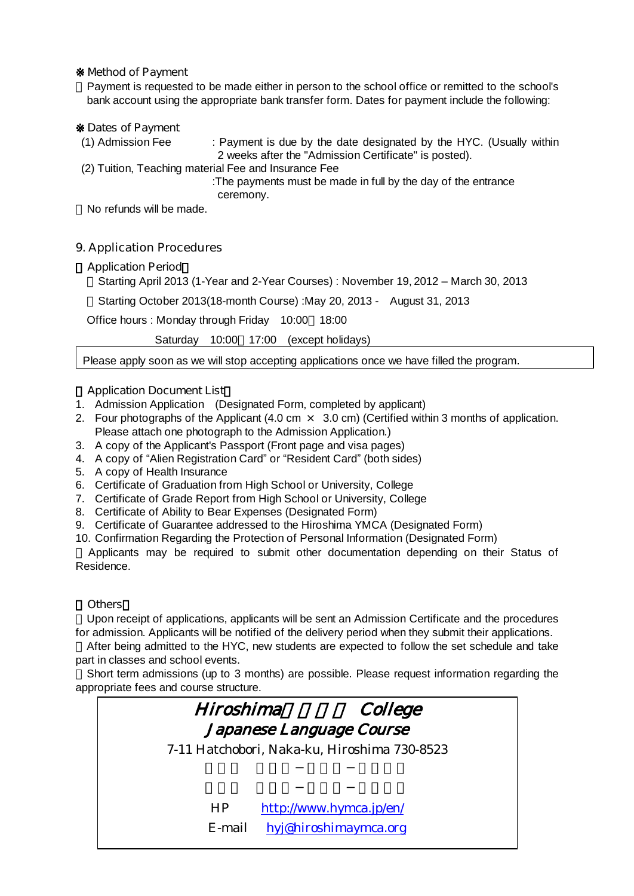※ Method of Payment

Payment is requested to be made either in person to the school office or remitted to the school's bank account using the appropriate bank transfer form. Dates for payment include the following:

※ Dates of Payment

(1) Admission Fee : Payment is due by the date designated by the HYC. (Usually within 2 weeks after the "Admission Certificate" is posted).

(2) Tuition, Teaching material Fee and Insurance Fee :The payments must be made in full by the day of the entrance ceremony.

No refunds will be made.

## 9. Application Procedures

**Application Period**

Starting April 2013 (1-Year and 2-Year Courses) : November 19, 2012 – March 30, 2013

Starting October 2013(18-month Course) :May 20, 2013 - August 31, 2013

Office hours : Monday through Friday 10:00 18:00

Saturday 10:00 17:00 (except holidays)

Please apply soon as we will stop accepting applications once we have filled the program.

**Application Document List**

1. Admission Application (Designated Form, completed by applicant)
2. Four photographs of the Applicant (4.0 cm × 3.0 cm) (Certified within 3 months of application. Please attach one photograph to the Admission Application.)
3. A copy of the Applicant's Passport (Front page and visa pages)
4. A copy of "Alien Registration Card" or "Resident Card" (both sides)
5. A copy of Health Insurance
6. Certificate of Graduation from High School or University, College
7. Certificate of Grade Report from High School or University, College
8. Certificate of Ability to Bear Expenses (Designated Form)
9. Certificate of Guarantee addressed to the Hiroshima YMCA (Designated Form)
10. Confirmation Regarding the Protection of Personal Information (Designated Form)

Applicants may be required to submit other documentation depending on their Status of Residence.

**Others**

Upon receipt of applications, applicants will be sent an Admission Certificate and the procedures for admission. Applicants will be notified of the delivery period when they submit their applications.

After being admitted to the HYC, new students are expected to follow the set schedule and take part in classes and school events.

Short term admissions (up to 3 months) are possible. Please request information regarding the appropriate fees and course structure.

**Hiroshima College**
**Japanese Language Course**

7-11 Hatchobori, Naka-ku, Hiroshima 730-8523

HP http://www.hymca.jp/en/

E-mail hyj@hiroshimaymca.org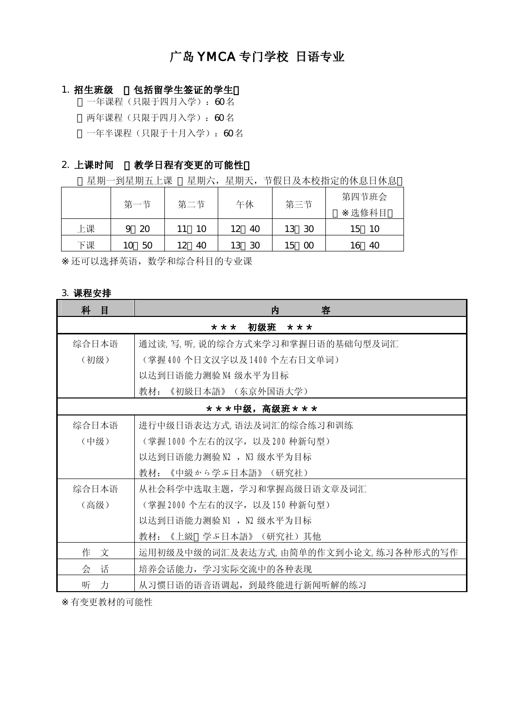# 广岛 YMCA 专门学校 日语专业

## 1. 招生班级 （包括留学生签证的学生）

・一年课程（只限于四月入学）：60 名

・两年课程（只限于四月入学）：60 名

・一年半课程（只限于十月入学）：60 名

## 2. 上课时间 （教学日程有变更的可能性）

・星期一到星期五上课 （星期六，星期天，节假日及本校指定的休息日休息）

| | 第一节 | 第二节 | 午休 | 第三节 | 第四节班会（※选修科目） |
|---|---|---|---|---|---|
| 上课 | 9：20 | 11：10 | 12：40 | 13：30 | 15：10 |
| 下课 | 10：50 | 12：40 | 13：30 | 15：00 | 16：40 |

※还可以选择英语，数学和综合科目的专业课

## 3. 课程安排

| 科 目 | 内 容 |
|---|---|
| ＊＊＊ 初级班 ＊＊＊ | |
| 综合日本语（初级） | 通过读，写，听，说的综合方式来学习和掌握日语的基础句型及词汇<br>（掌握 400 个日文汉字以及 1400 个左右日文单词）<br>以达到日语能力测验 N4 级水平为目标<br>教材：《初級日本語》（东京外国语大学） |
| ＊＊＊中级，高级班＊＊＊ | |
| 综合日本语（中级） | 进行中级日语表达方式，语法及词汇的综合练习和训练<br>（掌握 1000 个左右的汉字，以及 200 种新句型）<br>以达到日语能力测验 N2 ，N3 级水平为目标<br>教材：《中級から学ぶ日本語》（研究社） |
| 综合日本语（高级） | 从社会科学中选取主题，学习和掌握高级日语文章及词汇<br>（掌握 2000 个左右的汉字，以及 150 种新句型）<br>以达到日语能力测验 N1 ，N2 级水平为目标<br>教材：《上級で学ぶ日本語》（研究社）其他 |
| 作 文 | 运用初级及中级的词汇及表达方式，由简单的作文到小论文，练习各种形式的写作 |
| 会 话 | 培养会话能力，学习实际交流中的各种表现 |
| 听 力 | 从习惯日语的语音语调起，到最终能进行新闻听解的练习 |

※有变更教材的可能性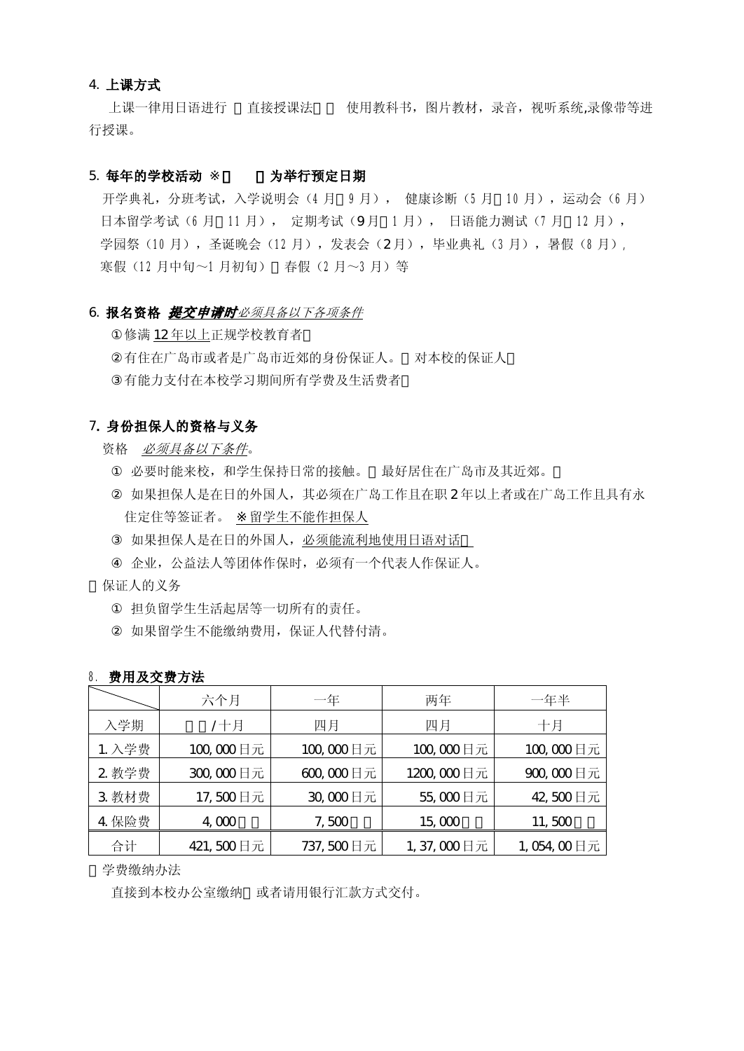## 4. 上课方式

上课一律用日语进行 直接授课法 使用教科书，图片教材，录音，视听系统,录像带等进行授课。

## 5. 每年的学校活动 ※ 为举行预定日期

开学典礼，分班考试，入学说明会（4 月 9 月）， 健康诊断（5 月 10 月），运动会（6 月）
日本留学考试（6 月 11 月）， 定期考试（9 月 1 月）， 日语能力测试（7 月 12 月），
学园祭（10 月），圣诞晚会（12 月），发表会（2 月），毕业典礼（3 月），暑假（8 月），
寒假（12 月中旬～1 月初旬） 春假（2 月～3 月）等

## 6. 报名资格 ***提交申请时***<u>*必须具备以下各项条件*</u>

①修满 <u>12 年以上</u>正规学校教育者

②有住在广岛市或者是广岛市近郊的身份保证人。 对本校的保证人

③有能力支付在本校学习期间所有学费及生活费者

## 7. 身份担保人的资格与义务

资格 <u>*必须具备以下条件*</u>。

① 必要时能来校，和学生保持日常的接触。 最好居住在广岛市及其近郊。

② 如果担保人是在日的外国人，其必须在广岛工作且在职 2 年以上者或在广岛工作且具有永住定住等签证者。 <u>※留学生不能作担保人</u>

③ 如果担保人是在日的外国人，<u>必须能流利地使用日语对话</u>

④ 企业，公益法人等团体作保时，必须有一个代表人作保证人。

保证人的义务

① 担负留学生生活起居等一切所有的责任。

② 如果留学生不能缴纳费用，保证人代替付清。

## 8. 费用及交费方法

| | 六个月 | 一年 | 两年 | 一年半 |
|---|---|---|---|---|
| 入学期 | /十月 | 四月 | 四月 | 十月 |
| 1. 入学费 | 100, 000 日元 | 100, 000 日元 | 100, 000 日元 | 100, 000 日元 |
| 2. 教学费 | 300, 000 日元 | 600, 000 日元 | 1200, 000 日元 | 900, 000 日元 |
| 3. 教材费 | 17, 500 日元 | 30, 000 日元 | 55, 000 日元 | 42, 500 日元 |
| 4. 保险费 | 4, 000 | 7, 500 | 15, 000 | 11, 500 |
| 合计 | 421, 500 日元 | 737, 500 日元 | 1, 37, 000 日元 | 1, 054, 00 日元 |

学费缴纳办法

直接到本校办公室缴纳 或者请用银行汇款方式交付。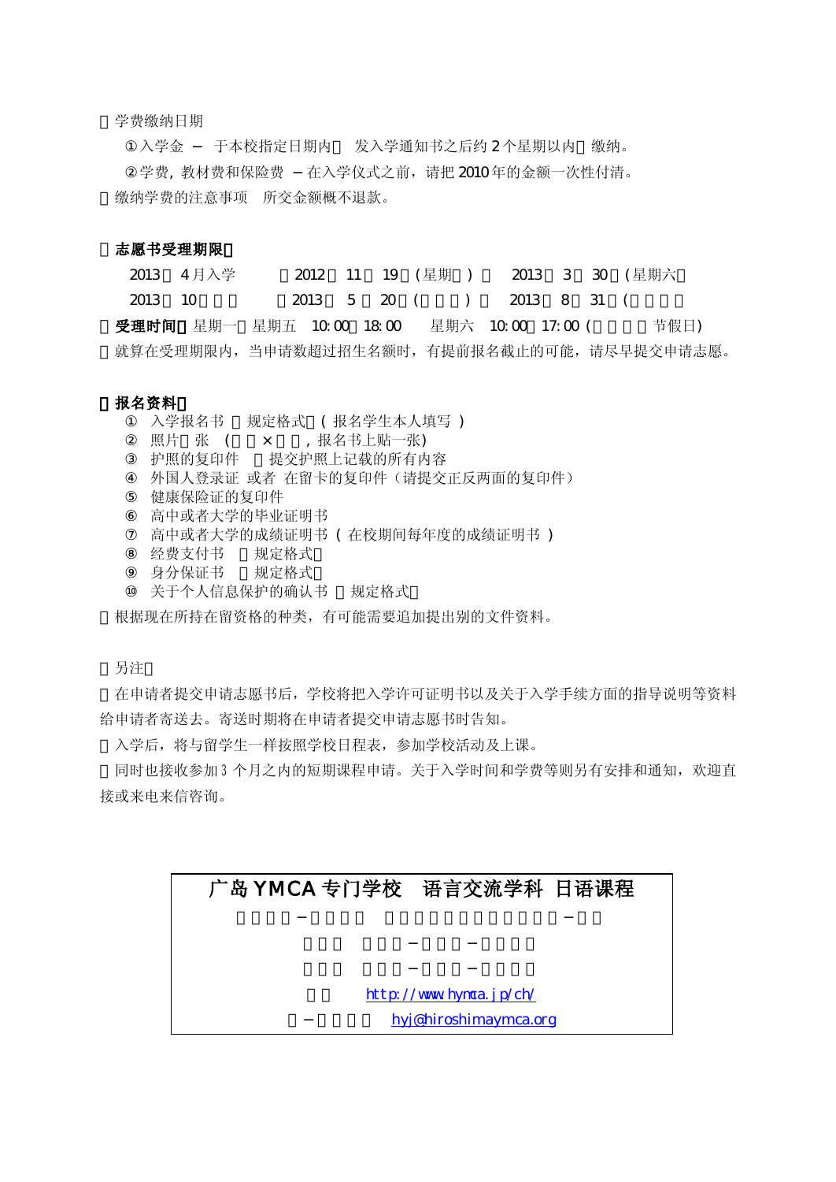学费缴纳日期

①入学金 − 于本校指定日期内 发入学通知书之后约 2 个星期以内 缴纳。

②学费，教材费和保险费 − 在入学仪式之前，请把 2010 年的金额一次性付清。

缴纳学费的注意事项 所交金额概不退款。

**志愿书受理期限**

| | | |
|---|---|---|
| 2013 4 月入学 | 2012 11 19 (星期 ) | 2013 3 30 (星期六 |
| 2013 10 | 2013 5 20 ( ) | 2013 8 31 ( |

**受理时间** 星期一 星期五 10:00 18:00 星期六 10:00 17:00 ( 节假日)

就算在受理期限内，当申请数超过招生名额时，有提前报名截止的可能，请尽早提交申请志愿。

**报名资料**

① 入学报名书 规定格式 ( 报名学生本人填写 )
② 照片 张 ( × ，报名书上贴一张)
③ 护照的复印件 提交护照上记载的所有内容
④ 外国人登录证 或者 在留卡的复印件（请提交正反两面的复印件）
⑤ 健康保险证的复印件
⑥ 高中或者大学的毕业证明书
⑦ 高中或者大学的成绩证明书 ( 在校期间每年度的成绩证明书 )
⑧ 经费支付书 规定格式
⑨ 身分保证书 规定格式
⑩ 关于个人信息保护的确认书 规定格式

根据现在所持在留资格的种类，有可能需要追加提出别的文件资料。

另注

在申请者提交申请志愿书后，学校将把入学许可证明书以及关于入学手续方面的指导说明等资料给申请者寄送去。寄送时期将在申请者提交申请志愿书时告知。

入学后，将与留学生一样按照学校日程表，参加学校活动及上课。

同时也接收参加 3 个月之内的短期课程申请。关于入学时间和学费等则另有安排和通知，欢迎直接或来电来信咨询。

**广岛 YMCA 专门学校 语言交流学科 日语课程**

− −

− −

− −

http://www.hymca.jp/ch/

− hyj@hiroshimaymca.org